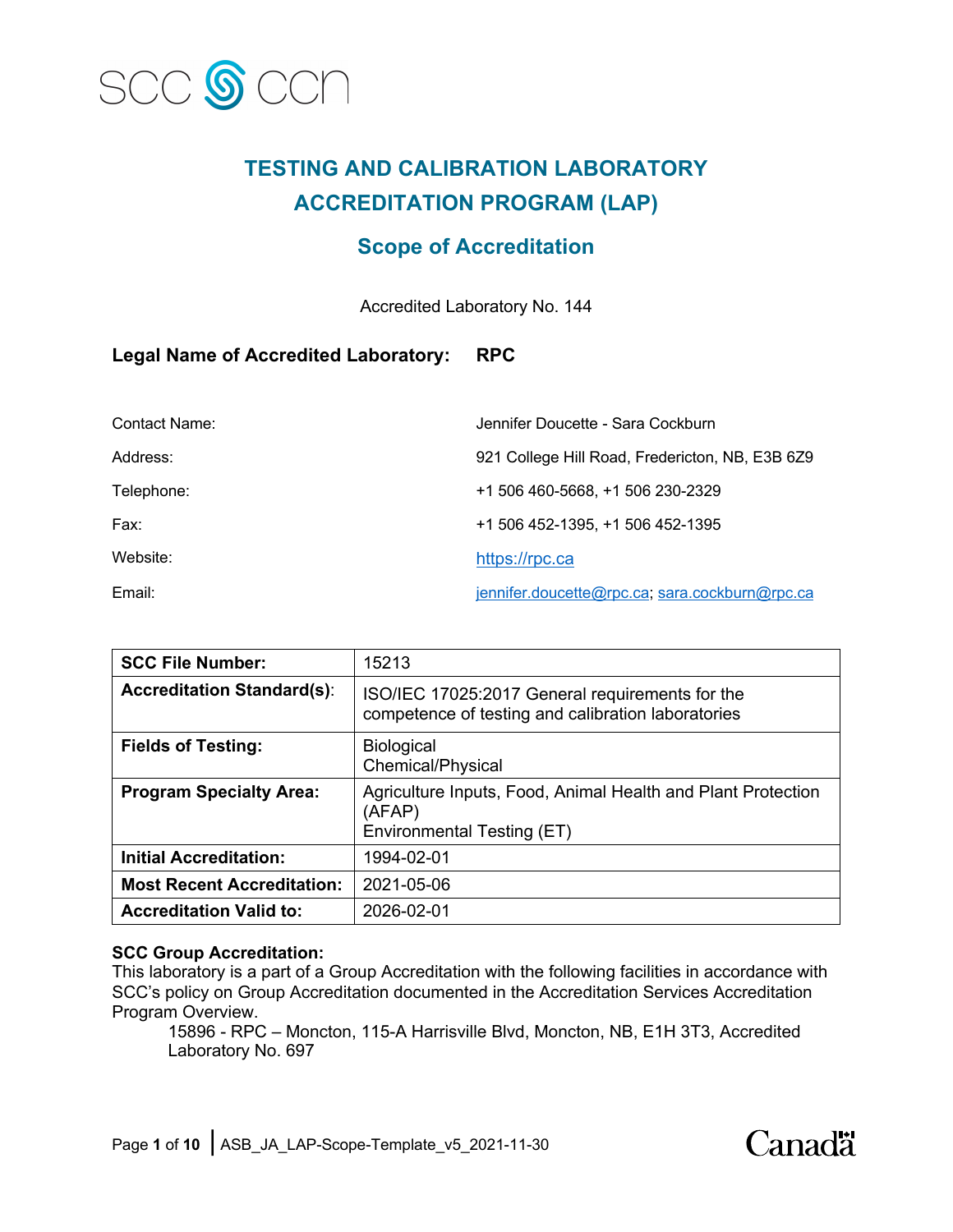SCC CCN

# TESTING AND CALIBRATION LABORATORY ACCREDITATION PROGRAM (LAP)

## Scope of Accreditation

Accredited Laboratory No. 144

**Legal Name of Accredited Laboratory: RPC**

| | |
|---|---|
| Contact Name: | Jennifer Doucette - Sara Cockburn |
| Address: | 921 College Hill Road, Fredericton, NB, E3B 6Z9 |
| Telephone: | +1 506 460-5668, +1 506 230-2329 |
| Fax: | +1 506 452-1395, +1 506 452-1395 |
| Website: | https://rpc.ca |
| Email: | jennifer.doucette@rpc.ca; sara.cockburn@rpc.ca |

| | |
|---|---|
| **SCC File Number:** | 15213 |
| **Accreditation Standard(s):** | ISO/IEC 17025:2017 General requirements for the competence of testing and calibration laboratories |
| **Fields of Testing:** | Biological<br>Chemical/Physical |
| **Program Specialty Area:** | Agriculture Inputs, Food, Animal Health and Plant Protection (AFAP)<br>Environmental Testing (ET) |
| **Initial Accreditation:** | 1994-02-01 |
| **Most Recent Accreditation:** | 2021-05-06 |
| **Accreditation Valid to:** | 2026-02-01 |

**SCC Group Accreditation:**
This laboratory is a part of a Group Accreditation with the following facilities in accordance with SCC's policy on Group Accreditation documented in the Accreditation Services Accreditation Program Overview.

15896 - RPC – Moncton, 115-A Harrisville Blvd, Moncton, NB, E1H 3T3, Accredited Laboratory No. 697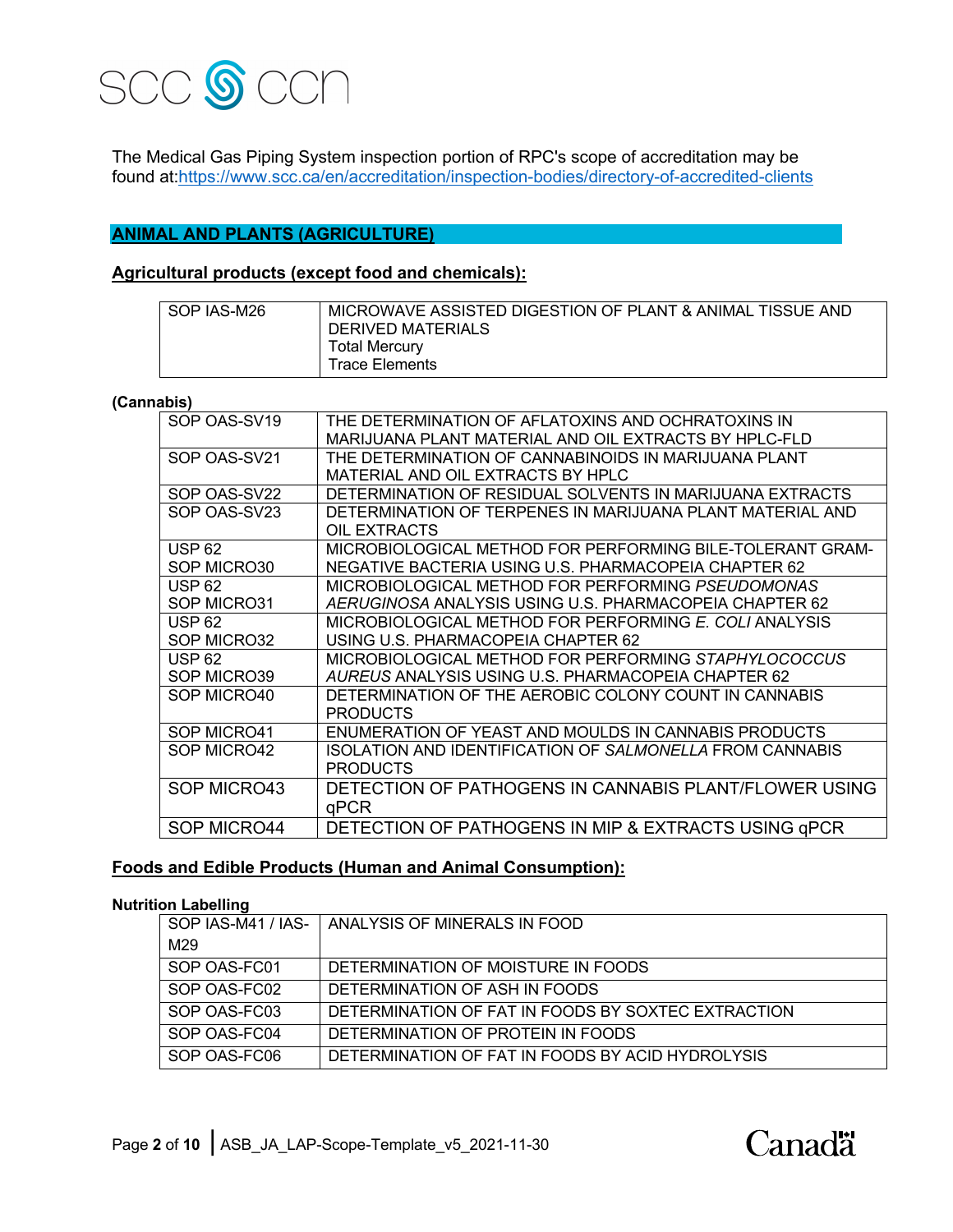The Medical Gas Piping System inspection portion of RPC's scope of accreditation may be found at:https://www.scc.ca/en/accreditation/inspection-bodies/directory-of-accredited-clients

## ANIMAL AND PLANTS (AGRICULTURE)

### Agricultural products (except food and chemicals):

| | |
|---|---|
| SOP IAS-M26 | MICROWAVE ASSISTED DIGESTION OF PLANT & ANIMAL TISSUE AND DERIVED MATERIALS<br>Total Mercury<br>Trace Elements |

**(Cannabis)**

| | |
|---|---|
| SOP OAS-SV19 | THE DETERMINATION OF AFLATOXINS AND OCHRATOXINS IN MARIJUANA PLANT MATERIAL AND OIL EXTRACTS BY HPLC-FLD |
| SOP OAS-SV21 | THE DETERMINATION OF CANNABINOIDS IN MARIJUANA PLANT MATERIAL AND OIL EXTRACTS BY HPLC |
| SOP OAS-SV22 | DETERMINATION OF RESIDUAL SOLVENTS IN MARIJUANA EXTRACTS |
| SOP OAS-SV23 | DETERMINATION OF TERPENES IN MARIJUANA PLANT MATERIAL AND OIL EXTRACTS |
| USP 62<br>SOP MICRO30 | MICROBIOLOGICAL METHOD FOR PERFORMING BILE-TOLERANT GRAM-NEGATIVE BACTERIA USING U.S. PHARMACOPEIA CHAPTER 62 |
| USP 62<br>SOP MICRO31 | MICROBIOLOGICAL METHOD FOR PERFORMING *PSEUDOMONAS AERUGINOSA* ANALYSIS USING U.S. PHARMACOPEIA CHAPTER 62 |
| USP 62<br>SOP MICRO32 | MICROBIOLOGICAL METHOD FOR PERFORMING *E. COLI* ANALYSIS USING U.S. PHARMACOPEIA CHAPTER 62 |
| USP 62<br>SOP MICRO39 | MICROBIOLOGICAL METHOD FOR PERFORMING *STAPHYLOCOCCUS AUREUS* ANALYSIS USING U.S. PHARMACOPEIA CHAPTER 62 |
| SOP MICRO40 | DETERMINATION OF THE AEROBIC COLONY COUNT IN CANNABIS PRODUCTS |
| SOP MICRO41 | ENUMERATION OF YEAST AND MOULDS IN CANNABIS PRODUCTS |
| SOP MICRO42 | ISOLATION AND IDENTIFICATION OF *SALMONELLA* FROM CANNABIS PRODUCTS |
| SOP MICRO43 | DETECTION OF PATHOGENS IN CANNABIS PLANT/FLOWER USING qPCR |
| SOP MICRO44 | DETECTION OF PATHOGENS IN MIP & EXTRACTS USING qPCR |

### Foods and Edible Products (Human and Animal Consumption):

**Nutrition Labelling**

| | |
|---|---|
| SOP IAS-M41 / IAS-M29 | ANALYSIS OF MINERALS IN FOOD |
| SOP OAS-FC01 | DETERMINATION OF MOISTURE IN FOODS |
| SOP OAS-FC02 | DETERMINATION OF ASH IN FOODS |
| SOP OAS-FC03 | DETERMINATION OF FAT IN FOODS BY SOXTEC EXTRACTION |
| SOP OAS-FC04 | DETERMINATION OF PROTEIN IN FOODS |
| SOP OAS-FC06 | DETERMINATION OF FAT IN FOODS BY ACID HYDROLYSIS |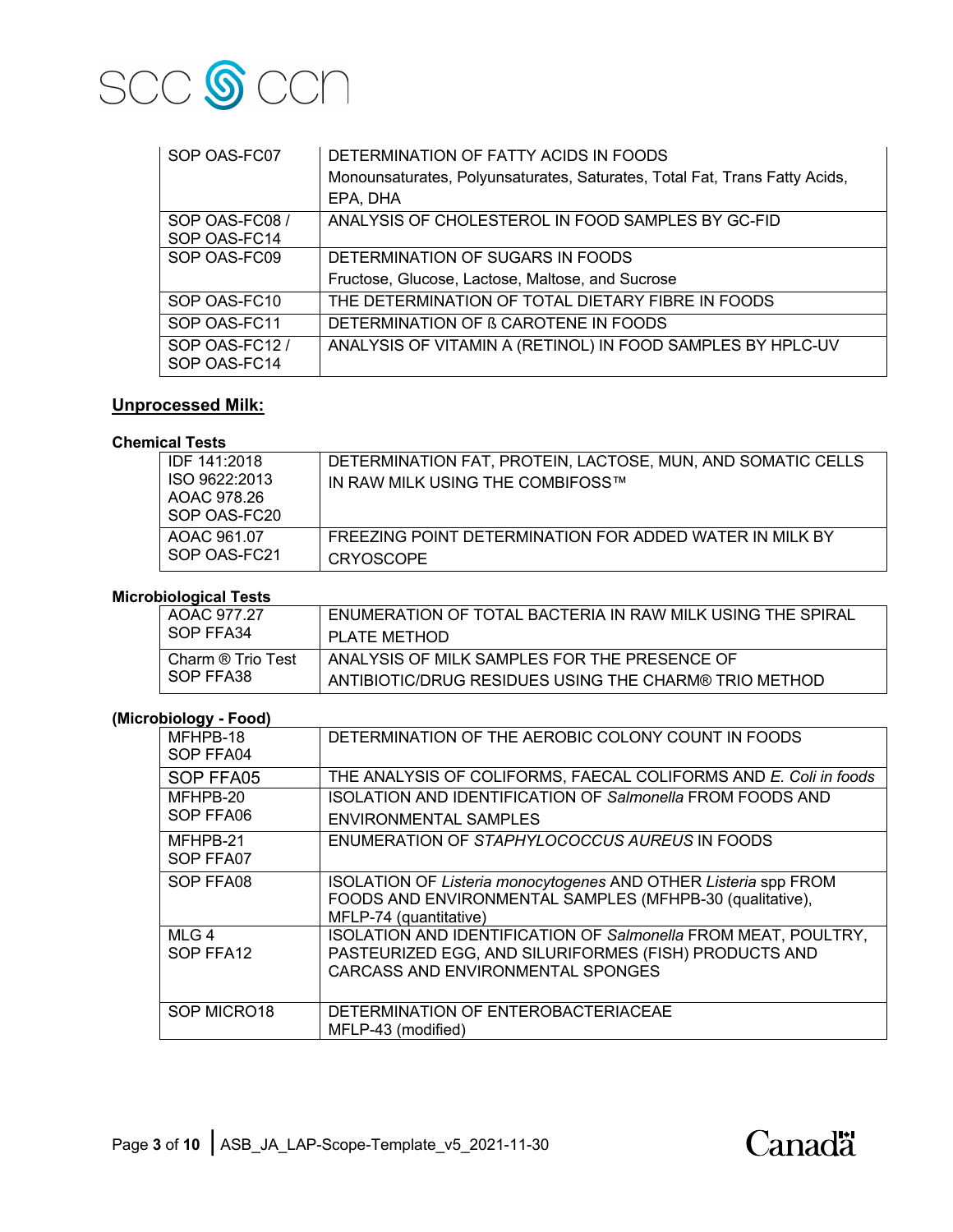| | |
|---|---|
| SOP OAS-FC07 | DETERMINATION OF FATTY ACIDS IN FOODS<br>Monounsaturates, Polyunsaturates, Saturates, Total Fat, Trans Fatty Acids, EPA, DHA |
| SOP OAS-FC08 / SOP OAS-FC14 | ANALYSIS OF CHOLESTEROL IN FOOD SAMPLES BY GC-FID |
| SOP OAS-FC09 | DETERMINATION OF SUGARS IN FOODS<br>Fructose, Glucose, Lactose, Maltose, and Sucrose |
| SOP OAS-FC10 | THE DETERMINATION OF TOTAL DIETARY FIBRE IN FOODS |
| SOP OAS-FC11 | DETERMINATION OF ß CAROTENE IN FOODS |
| SOP OAS-FC12 / SOP OAS-FC14 | ANALYSIS OF VITAMIN A (RETINOL) IN FOOD SAMPLES BY HPLC-UV |

## Unprocessed Milk:

### Chemical Tests

| | |
|---|---|
| IDF 141:2018<br>ISO 9622:2013<br>AOAC 978.26<br>SOP OAS-FC20 | DETERMINATION FAT, PROTEIN, LACTOSE, MUN, AND SOMATIC CELLS IN RAW MILK USING THE COMBIFOSS™ |
| AOAC 961.07<br>SOP OAS-FC21 | FREEZING POINT DETERMINATION FOR ADDED WATER IN MILK BY CRYOSCOPE |

### Microbiological Tests

| | |
|---|---|
| AOAC 977.27<br>SOP FFA34 | ENUMERATION OF TOTAL BACTERIA IN RAW MILK USING THE SPIRAL PLATE METHOD |
| Charm ® Trio Test<br>SOP FFA38 | ANALYSIS OF MILK SAMPLES FOR THE PRESENCE OF ANTIBIOTIC/DRUG RESIDUES USING THE CHARM® TRIO METHOD |

### (Microbiology - Food)

| | |
|---|---|
| MFHPB-18<br>SOP FFA04 | DETERMINATION OF THE AEROBIC COLONY COUNT IN FOODS |
| SOP FFA05 | THE ANALYSIS OF COLIFORMS, FAECAL COLIFORMS AND *E. Coli in foods* |
| MFHPB-20<br>SOP FFA06 | ISOLATION AND IDENTIFICATION OF *Salmonella* FROM FOODS AND ENVIRONMENTAL SAMPLES |
| MFHPB-21<br>SOP FFA07 | ENUMERATION OF *STAPHYLOCOCCUS AUREUS* IN FOODS |
| SOP FFA08 | ISOLATION OF *Listeria monocytogenes* AND OTHER *Listeria* spp FROM FOODS AND ENVIRONMENTAL SAMPLES (MFHPB-30 (qualitative), MFLP-74 (quantitative) |
| MLG 4<br>SOP FFA12 | ISOLATION AND IDENTIFICATION OF *Salmonella* FROM MEAT, POULTRY, PASTEURIZED EGG, AND SILURIFORMES (FISH) PRODUCTS AND CARCASS AND ENVIRONMENTAL SPONGES |
| SOP MICRO18 | DETERMINATION OF ENTEROBACTERIACEAE<br>MFLP-43 (modified) |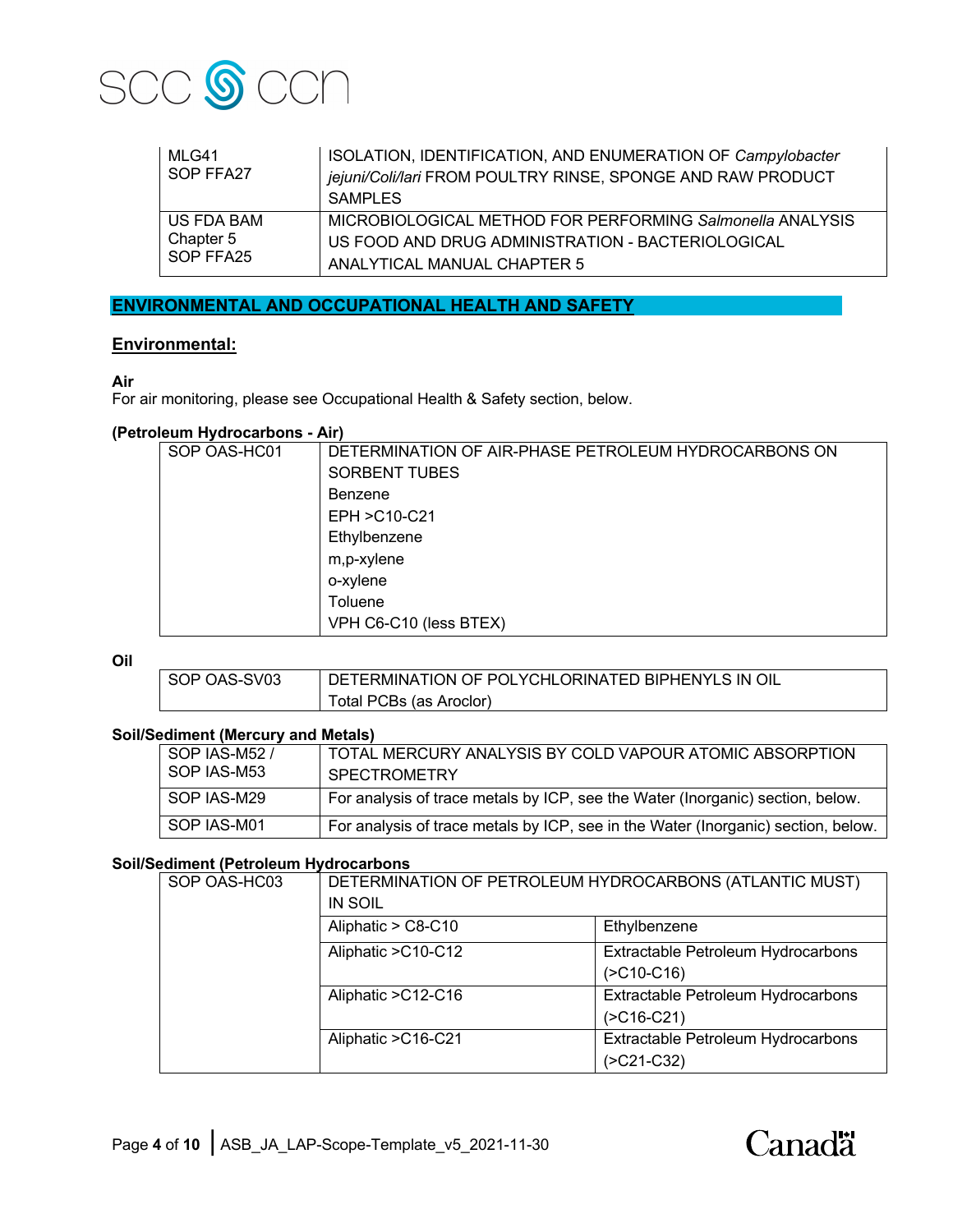| | |
|---|---|
| MLG41<br>SOP FFA27 | ISOLATION, IDENTIFICATION, AND ENUMERATION OF *Campylobacter jejuni/Coli/lari* FROM POULTRY RINSE, SPONGE AND RAW PRODUCT SAMPLES |
| US FDA BAM Chapter 5<br>SOP FFA25 | MICROBIOLOGICAL METHOD FOR PERFORMING *Salmonella* ANALYSIS US FOOD AND DRUG ADMINISTRATION - BACTERIOLOGICAL ANALYTICAL MANUAL CHAPTER 5 |

## ENVIRONMENTAL AND OCCUPATIONAL HEALTH AND SAFETY

### Environmental:

**Air**

For air monitoring, please see Occupational Health & Safety section, below.

**(Petroleum Hydrocarbons - Air)**

| | |
|---|---|
| SOP OAS-HC01 | DETERMINATION OF AIR-PHASE PETROLEUM HYDROCARBONS ON SORBENT TUBES<br>Benzene<br>EPH >C10-C21<br>Ethylbenzene<br>m,p-xylene<br>o-xylene<br>Toluene<br>VPH C6-C10 (less BTEX) |

**Oil**

| | |
|---|---|
| SOP OAS-SV03 | DETERMINATION OF POLYCHLORINATED BIPHENYLS IN OIL<br>Total PCBs (as Aroclor) |

**Soil/Sediment (Mercury and Metals)**

| | |
|---|---|
| SOP IAS-M52 /<br>SOP IAS-M53 | TOTAL MERCURY ANALYSIS BY COLD VAPOUR ATOMIC ABSORPTION SPECTROMETRY |
| SOP IAS-M29 | For analysis of trace metals by ICP, see the Water (Inorganic) section, below. |
| SOP IAS-M01 | For analysis of trace metals by ICP, see in the Water (Inorganic) section, below. |

**Soil/Sediment (Petroleum Hydrocarbons**

| | | |
|---|---|---|
| SOP OAS-HC03 | DETERMINATION OF PETROLEUM HYDROCARBONS (ATLANTIC MUST) IN SOIL | |
| | Aliphatic > C8-C10 | Ethylbenzene |
| | Aliphatic >C10-C12 | Extractable Petroleum Hydrocarbons (>C10-C16) |
| | Aliphatic >C12-C16 | Extractable Petroleum Hydrocarbons (>C16-C21) |
| | Aliphatic >C16-C21 | Extractable Petroleum Hydrocarbons (>C21-C32) |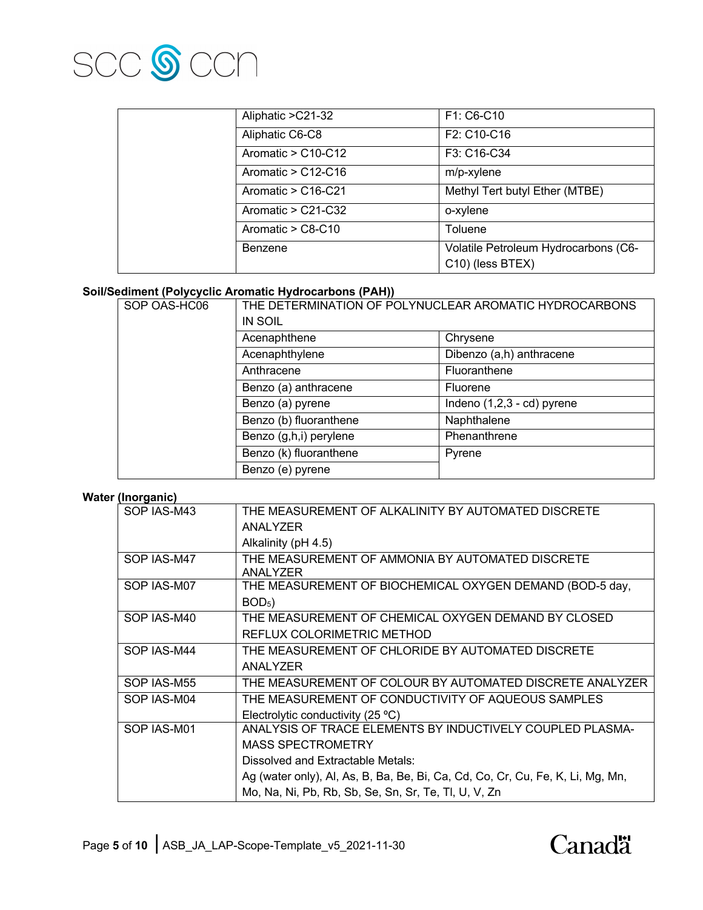| | | |
|---|---|---|
| | Aliphatic >C21-32 | F1: C6-C10 |
| | Aliphatic C6-C8 | F2: C10-C16 |
| | Aromatic > C10-C12 | F3: C16-C34 |
| | Aromatic > C12-C16 | m/p-xylene |
| | Aromatic > C16-C21 | Methyl Tert butyl Ether (MTBE) |
| | Aromatic > C21-C32 | o-xylene |
| | Aromatic > C8-C10 | Toluene |
| | Benzene | Volatile Petroleum Hydrocarbons (C6-C10) (less BTEX) |

**Soil/Sediment (Polycyclic Aromatic Hydrocarbons (PAH))**

| | | |
|---|---|---|
| SOP OAS-HC06 | THE DETERMINATION OF POLYNUCLEAR AROMATIC HYDROCARBONS IN SOIL | |
| | Acenaphthene | Chrysene |
| | Acenaphthylene | Dibenzo (a,h) anthracene |
| | Anthracene | Fluoranthene |
| | Benzo (a) anthracene | Fluorene |
| | Benzo (a) pyrene | Indeno (1,2,3 - cd) pyrene |
| | Benzo (b) fluoranthene | Naphthalene |
| | Benzo (g,h,i) perylene | Phenanthrene |
| | Benzo (k) fluoranthene | Pyrene |
| | Benzo (e) pyrene | |

**Water (Inorganic)**

| | |
|---|---|
| SOP IAS-M43 | THE MEASUREMENT OF ALKALINITY BY AUTOMATED DISCRETE ANALYZER<br>Alkalinity (pH 4.5) |
| SOP IAS-M47 | THE MEASUREMENT OF AMMONIA BY AUTOMATED DISCRETE ANALYZER |
| SOP IAS-M07 | THE MEASUREMENT OF BIOCHEMICAL OXYGEN DEMAND (BOD-5 day, $BOD_5$) |
| SOP IAS-M40 | THE MEASUREMENT OF CHEMICAL OXYGEN DEMAND BY CLOSED REFLUX COLORIMETRIC METHOD |
| SOP IAS-M44 | THE MEASUREMENT OF CHLORIDE BY AUTOMATED DISCRETE ANALYZER |
| SOP IAS-M55 | THE MEASUREMENT OF COLOUR BY AUTOMATED DISCRETE ANALYZER |
| SOP IAS-M04 | THE MEASUREMENT OF CONDUCTIVITY OF AQUEOUS SAMPLES<br>Electrolytic conductivity (25 ºC) |
| SOP IAS-M01 | ANALYSIS OF TRACE ELEMENTS BY INDUCTIVELY COUPLED PLASMA-MASS SPECTROMETRY<br>Dissolved and Extractable Metals:<br>Ag (water only), Al, As, B, Ba, Be, Bi, Ca, Cd, Co, Cr, Cu, Fe, K, Li, Mg, Mn, Mo, Na, Ni, Pb, Rb, Sb, Se, Sn, Sr, Te, Tl, U, V, Zn |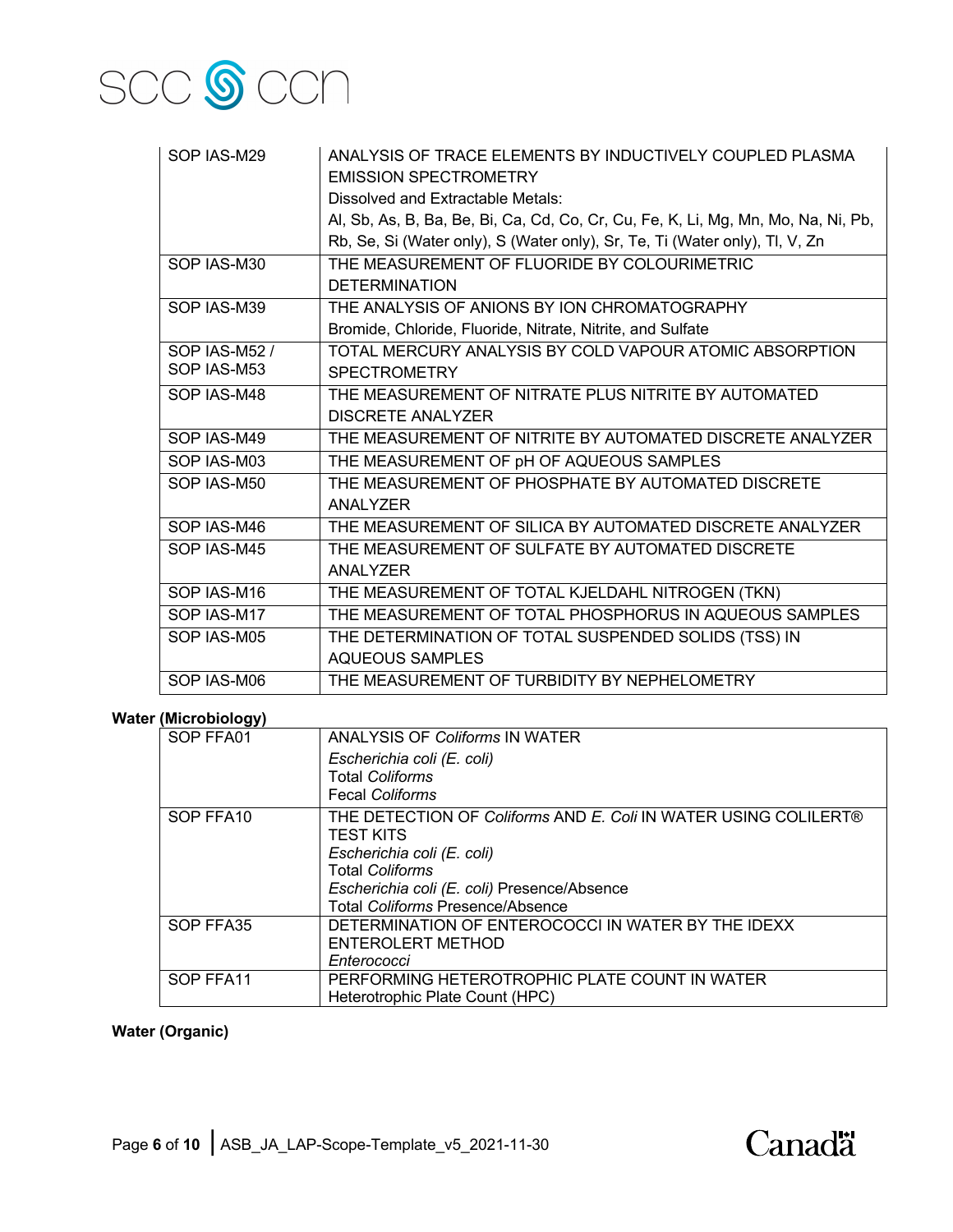| | |
|---|---|
| SOP IAS-M29 | ANALYSIS OF TRACE ELEMENTS BY INDUCTIVELY COUPLED PLASMA EMISSION SPECTROMETRY<br>Dissolved and Extractable Metals:<br>Al, Sb, As, B, Ba, Be, Bi, Ca, Cd, Co, Cr, Cu, Fe, K, Li, Mg, Mn, Mo, Na, Ni, Pb, Rb, Se, Si (Water only), S (Water only), Sr, Te, Ti (Water only), Tl, V, Zn |
| SOP IAS-M30 | THE MEASUREMENT OF FLUORIDE BY COLOURIMETRIC DETERMINATION |
| SOP IAS-M39 | THE ANALYSIS OF ANIONS BY ION CHROMATOGRAPHY<br>Bromide, Chloride, Fluoride, Nitrate, Nitrite, and Sulfate |
| SOP IAS-M52 / SOP IAS-M53 | TOTAL MERCURY ANALYSIS BY COLD VAPOUR ATOMIC ABSORPTION SPECTROMETRY |
| SOP IAS-M48 | THE MEASUREMENT OF NITRATE PLUS NITRITE BY AUTOMATED DISCRETE ANALYZER |
| SOP IAS-M49 | THE MEASUREMENT OF NITRITE BY AUTOMATED DISCRETE ANALYZER |
| SOP IAS-M03 | THE MEASUREMENT OF pH OF AQUEOUS SAMPLES |
| SOP IAS-M50 | THE MEASUREMENT OF PHOSPHATE BY AUTOMATED DISCRETE ANALYZER |
| SOP IAS-M46 | THE MEASUREMENT OF SILICA BY AUTOMATED DISCRETE ANALYZER |
| SOP IAS-M45 | THE MEASUREMENT OF SULFATE BY AUTOMATED DISCRETE ANALYZER |
| SOP IAS-M16 | THE MEASUREMENT OF TOTAL KJELDAHL NITROGEN (TKN) |
| SOP IAS-M17 | THE MEASUREMENT OF TOTAL PHOSPHORUS IN AQUEOUS SAMPLES |
| SOP IAS-M05 | THE DETERMINATION OF TOTAL SUSPENDED SOLIDS (TSS) IN AQUEOUS SAMPLES |
| SOP IAS-M06 | THE MEASUREMENT OF TURBIDITY BY NEPHELOMETRY |

**Water (Microbiology)**

| | |
|---|---|
| SOP FFA01 | ANALYSIS OF *Coliforms* IN WATER<br>*Escherichia coli (E. coli)*<br>Total *Coliforms*<br>Fecal *Coliforms* |
| SOP FFA10 | THE DETECTION OF *Coliforms* AND *E. Coli* IN WATER USING COLILERT® TEST KITS<br>*Escherichia coli (E. coli)*<br>Total *Coliforms*<br>*Escherichia coli (E. coli)* Presence/Absence<br>Total *Coliforms* Presence/Absence |
| SOP FFA35 | DETERMINATION OF ENTEROCOCCI IN WATER BY THE IDEXX ENTEROLERT METHOD<br>*Enterococci* |
| SOP FFA11 | PERFORMING HETEROTROPHIC PLATE COUNT IN WATER<br>Heterotrophic Plate Count (HPC) |

**Water (Organic)**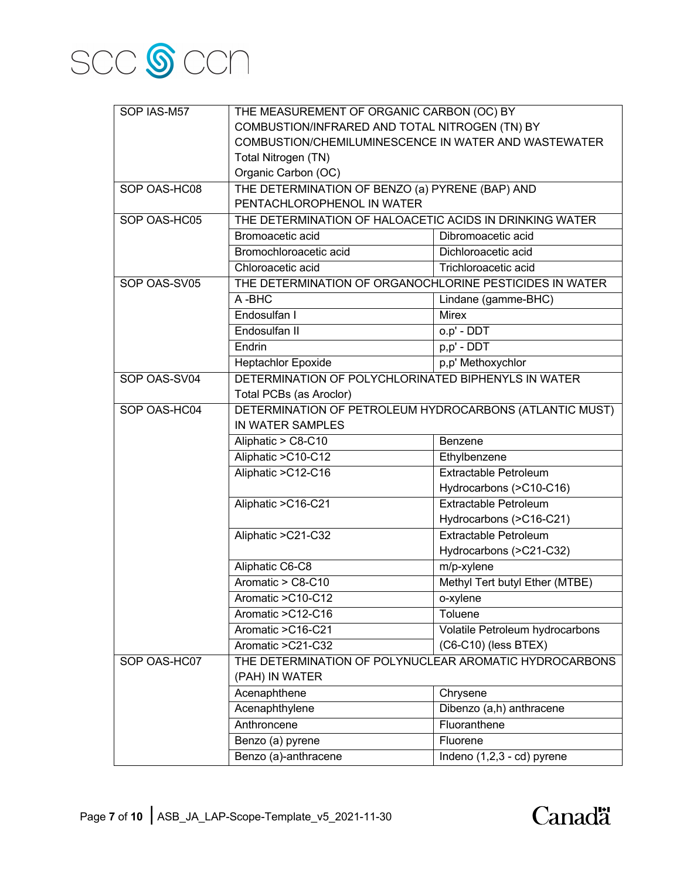| | | |
|---|---|---|
| SOP IAS-M57 | THE MEASUREMENT OF ORGANIC CARBON (OC) BY COMBUSTION/INFRARED AND TOTAL NITROGEN (TN) BY COMBUSTION/CHEMILUMINESCENCE IN WATER AND WASTEWATER<br>Total Nitrogen (TN)<br>Organic Carbon (OC) | |
| SOP OAS-HC08 | THE DETERMINATION OF BENZO (a) PYRENE (BAP) AND PENTACHLOROPHENOL IN WATER | |
| SOP OAS-HC05 | THE DETERMINATION OF HALOACETIC ACIDS IN DRINKING WATER | |
| | Bromoacetic acid | Dibromoacetic acid |
| | Bromochloroacetic acid | Dichloroacetic acid |
| | Chloroacetic acid | Trichloroacetic acid |
| SOP OAS-SV05 | THE DETERMINATION OF ORGANOCHLORINE PESTICIDES IN WATER | |
| | A -BHC | Lindane (gamme-BHC) |
| | Endosulfan I | Mirex |
| | Endosulfan II | o.p' - DDT |
| | Endrin | p,p' - DDT |
| | Heptachlor Epoxide | p,p' Methoxychlor |
| SOP OAS-SV04 | DETERMINATION OF POLYCHLORINATED BIPHENYLS IN WATER<br>Total PCBs (as Aroclor) | |
| SOP OAS-HC04 | DETERMINATION OF PETROLEUM HYDROCARBONS (ATLANTIC MUST) IN WATER SAMPLES | |
| | Aliphatic > C8-C10 | Benzene |
| | Aliphatic >C10-C12 | Ethylbenzene |
| | Aliphatic >C12-C16 | Extractable Petroleum Hydrocarbons (>C10-C16) |
| | Aliphatic >C16-C21 | Extractable Petroleum Hydrocarbons (>C16-C21) |
| | Aliphatic >C21-C32 | Extractable Petroleum Hydrocarbons (>C21-C32) |
| | Aliphatic C6-C8 | m/p-xylene |
| | Aromatic > C8-C10 | Methyl Tert butyl Ether (MTBE) |
| | Aromatic >C10-C12 | o-xylene |
| | Aromatic >C12-C16 | Toluene |
| | Aromatic >C16-C21 | Volatile Petroleum hydrocarbons (C6-C10) (less BTEX) |
| | Aromatic >C21-C32 | |
| SOP OAS-HC07 | THE DETERMINATION OF POLYNUCLEAR AROMATIC HYDROCARBONS (PAH) IN WATER | |
| | Acenaphthene | Chrysene |
| | Acenaphthylene | Dibenzo (a,h) anthracene |
| | Anthroncene | Fluoranthene |
| | Benzo (a) pyrene | Fluorene |
| | Benzo (a)-anthracene | Indeno (1,2,3 - cd) pyrene |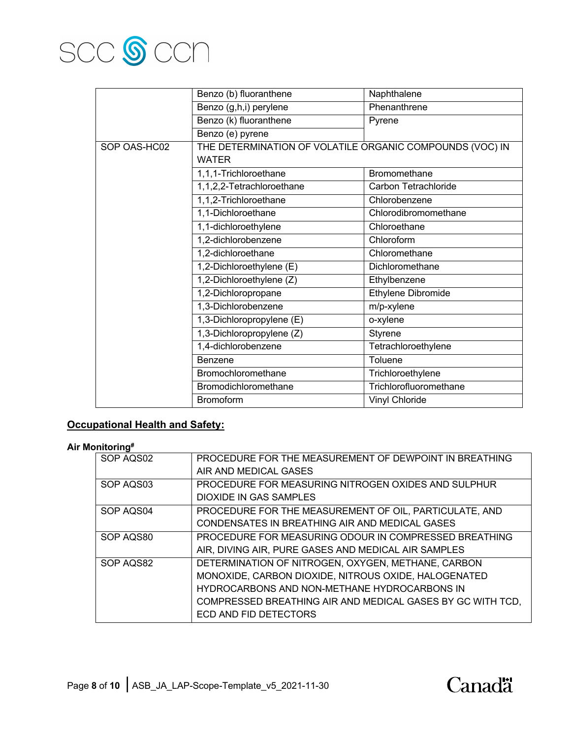| | | |
|---|---|---|
| | Benzo (b) fluoranthene | Naphthalene |
| | Benzo (g,h,i) perylene | Phenanthrene |
| | Benzo (k) fluoranthene | Pyrene |
| | Benzo (e) pyrene | |
| SOP OAS-HC02 | THE DETERMINATION OF VOLATILE ORGANIC COMPOUNDS (VOC) IN WATER | |
| | 1,1,1-Trichloroethane | Bromomethane |
| | 1,1,2,2-Tetrachloroethane | Carbon Tetrachloride |
| | 1,1,2-Trichloroethane | Chlorobenzene |
| | 1,1-Dichloroethane | Chlorodibromomethane |
| | 1,1-dichloroethylene | Chloroethane |
| | 1,2-dichlorobenzene | Chloroform |
| | 1,2-dichloroethane | Chloromethane |
| | 1,2-Dichloroethylene (E) | Dichloromethane |
| | 1,2-Dichloroethylene (Z) | Ethylbenzene |
| | 1,2-Dichloropropane | Ethylene Dibromide |
| | 1,3-Dichlorobenzene | m/p-xylene |
| | 1,3-Dichloropropylene (E) | o-xylene |
| | 1,3-Dichloropropylene (Z) | Styrene |
| | 1,4-dichlorobenzene | Tetrachloroethylene |
| | Benzene | Toluene |
| | Bromochloromethane | Trichloroethylene |
| | Bromodichloromethane | Trichlorofluoromethane |
| | Bromoform | Vinyl Chloride |

## Occupational Health and Safety:

**Air Monitoring#**

| | |
|---|---|
| SOP AQS02 | PROCEDURE FOR THE MEASUREMENT OF DEWPOINT IN BREATHING AIR AND MEDICAL GASES |
| SOP AQS03 | PROCEDURE FOR MEASURING NITROGEN OXIDES AND SULPHUR DIOXIDE IN GAS SAMPLES |
| SOP AQS04 | PROCEDURE FOR THE MEASUREMENT OF OIL, PARTICULATE, AND CONDENSATES IN BREATHING AIR AND MEDICAL GASES |
| SOP AQS80 | PROCEDURE FOR MEASURING ODOUR IN COMPRESSED BREATHING AIR, DIVING AIR, PURE GASES AND MEDICAL AIR SAMPLES |
| SOP AQS82 | DETERMINATION OF NITROGEN, OXYGEN, METHANE, CARBON MONOXIDE, CARBON DIOXIDE, NITROUS OXIDE, HALOGENATED HYDROCARBONS AND NON-METHANE HYDROCARBONS IN COMPRESSED BREATHING AIR AND MEDICAL GASES BY GC WITH TCD, ECD AND FID DETECTORS |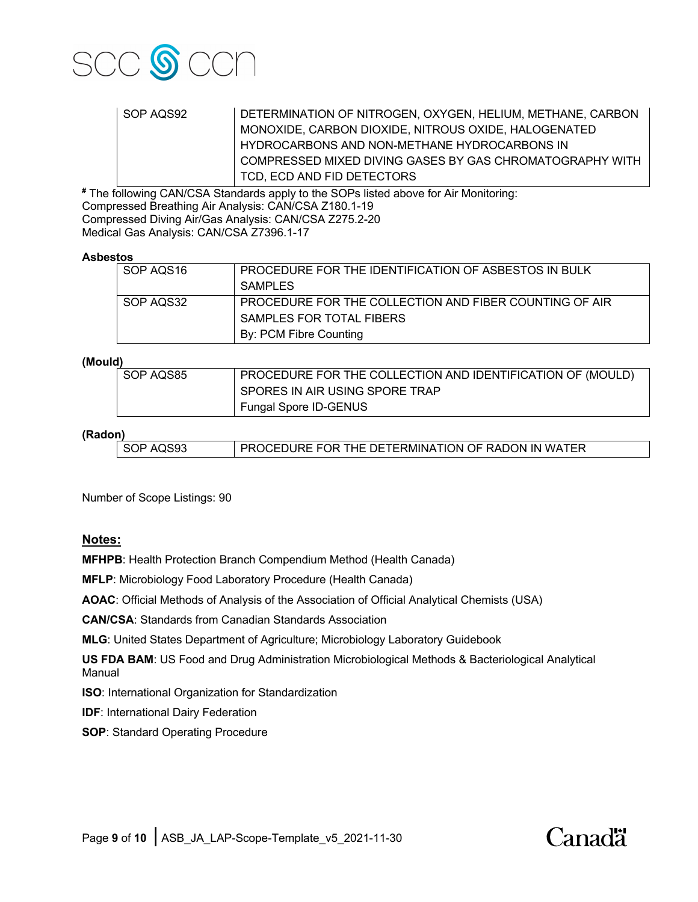| | |
|---|---|
| SOP AQS92 | DETERMINATION OF NITROGEN, OXYGEN, HELIUM, METHANE, CARBON MONOXIDE, CARBON DIOXIDE, NITROUS OXIDE, HALOGENATED HYDROCARBONS AND NON-METHANE HYDROCARBONS IN COMPRESSED MIXED DIVING GASES BY GAS CHROMATOGRAPHY WITH TCD, ECD AND FID DETECTORS |

[#] The following CAN/CSA Standards apply to the SOPs listed above for Air Monitoring:
Compressed Breathing Air Analysis: CAN/CSA Z180.1-19
Compressed Diving Air/Gas Analysis: CAN/CSA Z275.2-20
Medical Gas Analysis: CAN/CSA Z7396.1-17

**Asbestos**

| | |
|---|---|
| SOP AQS16 | PROCEDURE FOR THE IDENTIFICATION OF ASBESTOS IN BULK SAMPLES |
| SOP AQS32 | PROCEDURE FOR THE COLLECTION AND FIBER COUNTING OF AIR SAMPLES FOR TOTAL FIBERS<br>By: PCM Fibre Counting |

**(Mould)**

| | |
|---|---|
| SOP AQS85 | PROCEDURE FOR THE COLLECTION AND IDENTIFICATION OF (MOULD) SPORES IN AIR USING SPORE TRAP<br>Fungal Spore ID-GENUS |

**(Radon)**

| | |
|---|---|
| SOP AQS93 | PROCEDURE FOR THE DETERMINATION OF RADON IN WATER |

Number of Scope Listings: 90

## Notes:

**MFHPB**: Health Protection Branch Compendium Method (Health Canada)

**MFLP**: Microbiology Food Laboratory Procedure (Health Canada)

**AOAC**: Official Methods of Analysis of the Association of Official Analytical Chemists (USA)

**CAN/CSA**: Standards from Canadian Standards Association

**MLG**: United States Department of Agriculture; Microbiology Laboratory Guidebook

**US FDA BAM**: US Food and Drug Administration Microbiological Methods & Bacteriological Analytical Manual

**ISO**: International Organization for Standardization

**IDF**: International Dairy Federation

**SOP**: Standard Operating Procedure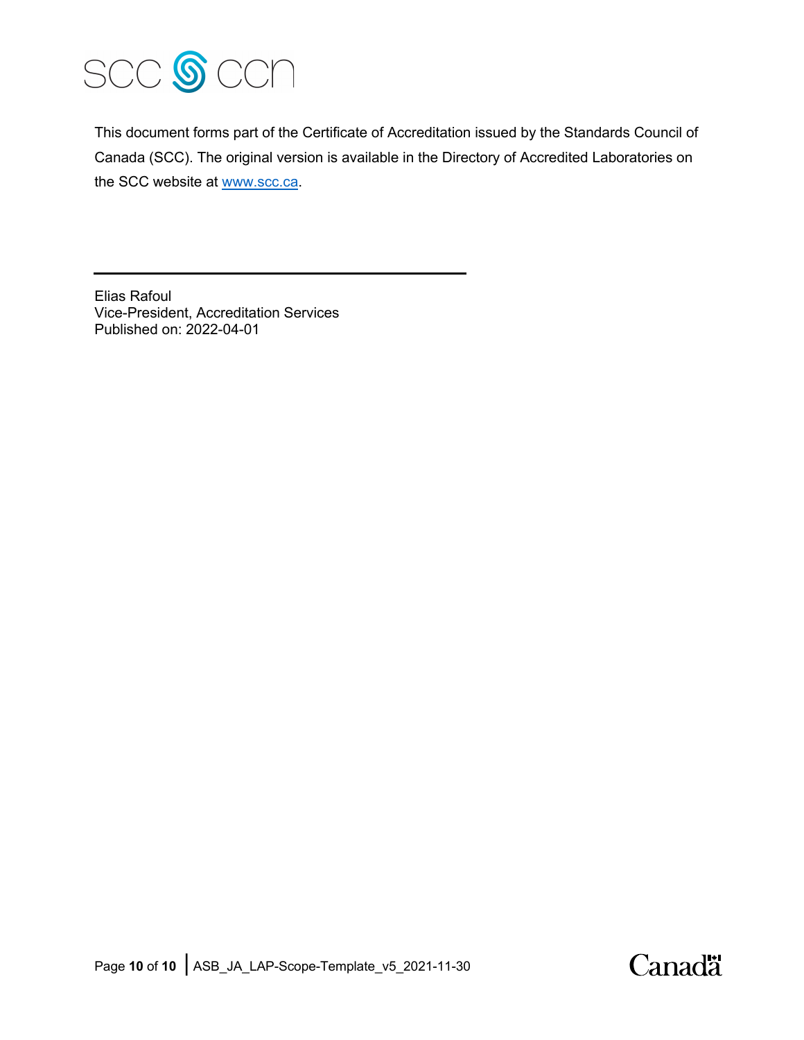This document forms part of the Certificate of Accreditation issued by the Standards Council of Canada (SCC). The original version is available in the Directory of Accredited Laboratories on the SCC website at www.scc.ca.

---

Elias Rafoul
Vice-President, Accreditation Services
Published on: 2022-04-01